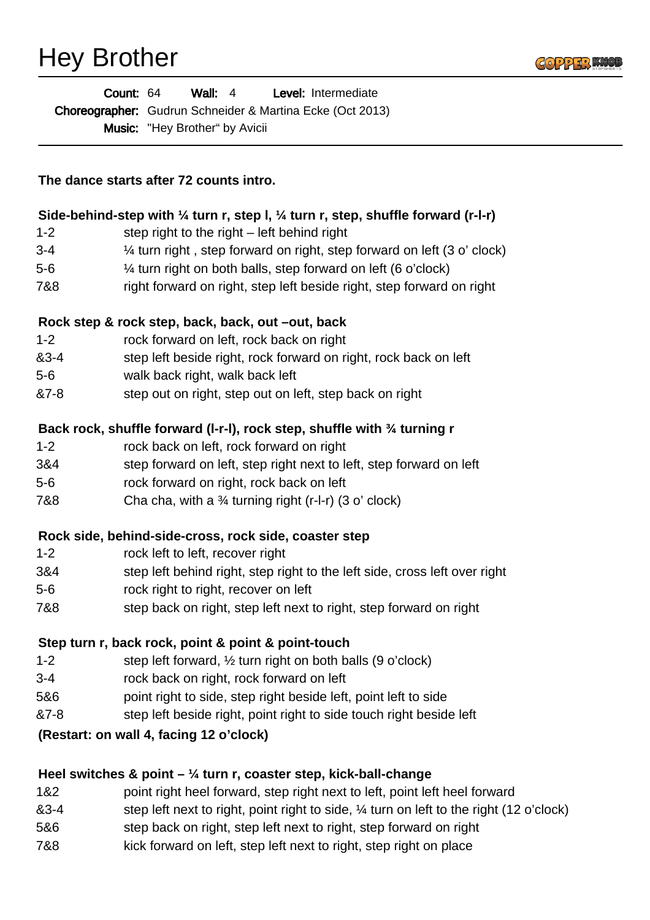# Hey Brother

**Count:** 64 **Wall:** 4 **Level:** Intermediate

**Choreographer:** Gudrun Schneider & Martina Ecke (Oct 2013)

**Music:** "Hey Brother" by Avicii

---

**The dance starts after 72 counts intro.**

**Side-behind-step with ¼ turn r, step l, ¼ turn r, step, shuffle forward (r-l-r)**

| | |
|---|---|
| 1-2 | step right to the right – left behind right |
| 3-4 | ¼ turn right , step forward on right, step forward on left (3 o' clock) |
| 5-6 | ¼ turn right on both balls, step forward on left (6 o'clock) |
| 7&8 | right forward on right, step left beside right, step forward on right |

**Rock step & rock step, back, back, out –out, back**

| | |
|---|---|
| 1-2 | rock forward on left, rock back on right |
| &3-4 | step left beside right, rock forward on right, rock back on left |
| 5-6 | walk back right, walk back left |
| &7-8 | step out on right, step out on left, step back on right |

**Back rock, shuffle forward (l-r-l), rock step, shuffle with ¾ turning r**

| | |
|---|---|
| 1-2 | rock back on left, rock forward on right |
| 3&4 | step forward on left, step right next to left, step forward on left |
| 5-6 | rock forward on right, rock back on left |
| 7&8 | Cha cha, with a ¾ turning right (r-l-r) (3 o' clock) |

**Rock side, behind-side-cross, rock side, coaster step**

| | |
|---|---|
| 1-2 | rock left to left, recover right |
| 3&4 | step left behind right, step right to the left side, cross left over right |
| 5-6 | rock right to right, recover on left |
| 7&8 | step back on right, step left next to right, step forward on right |

**Step turn r, back rock, point & point & point-touch**

| | |
|---|---|
| 1-2 | step left forward, ½ turn right on both balls (9 o'clock) |
| 3-4 | rock back on right, rock forward on left |
| 5&6 | point right to side, step right beside left, point left to side |
| &7-8 | step left beside right, point right to side touch right beside left |

**(Restart: on wall 4, facing 12 o'clock)**

**Heel switches & point – ¼ turn r, coaster step, kick-ball-change**

| | |
|---|---|
| 1&2 | point right heel forward, step right next to left, point left heel forward |
| &3-4 | step left next to right, point right to side, ¼ turn on left to the right (12 o'clock) |
| 5&6 | step back on right, step left next to right, step forward on right |
| 7&8 | kick forward on left, step left next to right, step right on place |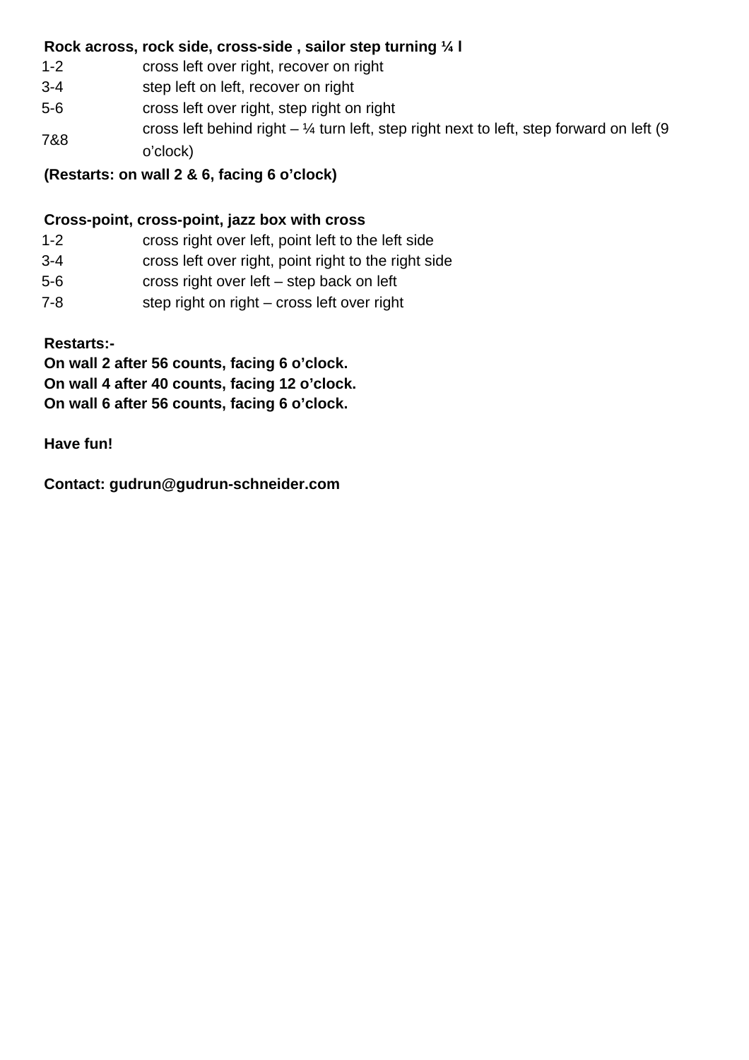**Rock across, rock side, cross-side , sailor step turning ¼ l**

| | |
|---|---|
| 1-2 | cross left over right, recover on right |
| 3-4 | step left on left, recover on right |
| 5-6 | cross left over right, step right on right |
| 7&8 | cross left behind right – ¼ turn left, step right next to left, step forward on left (9 o'clock) |

**(Restarts: on wall 2 & 6, facing 6 o'clock)**

**Cross-point, cross-point, jazz box with cross**

| | |
|---|---|
| 1-2 | cross right over left, point left to the left side |
| 3-4 | cross left over right, point right to the right side |
| 5-6 | cross right over left – step back on left |
| 7-8 | step right on right – cross left over right |

**Restarts:-**
**On wall 2 after 56 counts, facing 6 o'clock.**
**On wall 4 after 40 counts, facing 12 o'clock.**
**On wall 6 after 56 counts, facing 6 o'clock.**

**Have fun!**

**Contact: gudrun@gudrun-schneider.com**